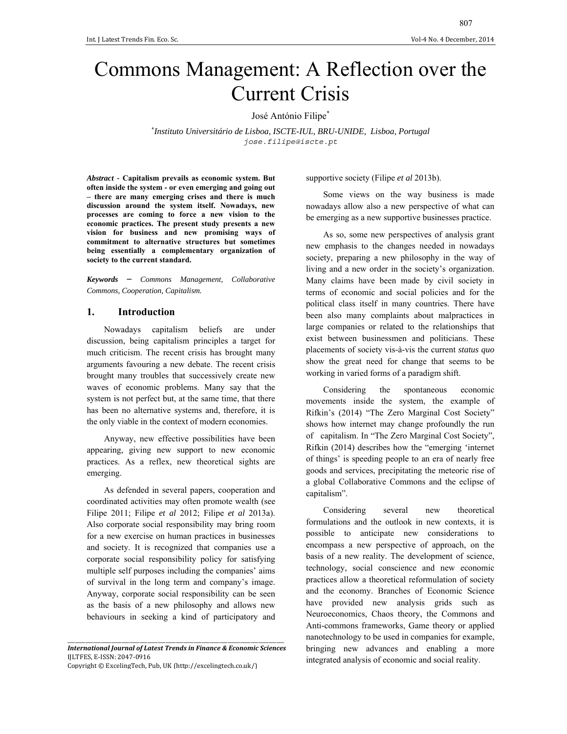# Commons Management: A Reflection over the Current Crisis

José António Filipe[*]

[*]*Instituto Universitário de Lisboa, ISCTE-IUL, BRU-UNIDE, Lisboa, Portugal*
jose.filipe@iscte.pt

***Abstract* - Capitalism prevails as economic system. But often inside the system - or even emerging and going out – there are many emerging crises and there is much discussion around the system itself. Nowadays, new processes are coming to force a new vision to the economic practices. The present study presents a new vision for business and new promising ways of commitment to alternative structures but sometimes being essentially a complementary organization of society to the current standard.**

***Keywords*** **–** *Commons Management, Collaborative Commons, Cooperation, Capitalism.*

## 1. Introduction

Nowadays capitalism beliefs are under discussion, being capitalism principles a target for much criticism. The recent crisis has brought many arguments favouring a new debate. The recent crisis brought many troubles that successively create new waves of economic problems. Many say that the system is not perfect but, at the same time, that there has been no alternative systems and, therefore, it is the only viable in the context of modern economies.

Anyway, new effective possibilities have been appearing, giving new support to new economic practices. As a reflex, new theoretical sights are emerging.

As defended in several papers, cooperation and coordinated activities may often promote wealth (see Filipe 2011; Filipe *et al* 2012; Filipe *et al* 2013a). Also corporate social responsibility may bring room for a new exercise on human practices in businesses and society. It is recognized that companies use a corporate social responsibility policy for satisfying multiple self purposes including the companies' aims of survival in the long term and company's image. Anyway, corporate social responsibility can be seen as the basis of a new philosophy and allows new behaviours in seeking a kind of participatory and supportive society (Filipe *et al* 2013b).

Some views on the way business is made nowadays allow also a new perspective of what can be emerging as a new supportive businesses practice.

As so, some new perspectives of analysis grant new emphasis to the changes needed in nowadays society, preparing a new philosophy in the way of living and a new order in the society's organization. Many claims have been made by civil society in terms of economic and social policies and for the political class itself in many countries. There have been also many complaints about malpractices in large companies or related to the relationships that exist between businessmen and politicians. These placements of society vis-à-vis the current *status quo* show the great need for change that seems to be working in varied forms of a paradigm shift.

Considering the spontaneous economic movements inside the system, the example of Rifkin's (2014) "The Zero Marginal Cost Society" shows how internet may change profoundly the run of capitalism. In "The Zero Marginal Cost Society", Rifkin (2014) describes how the "emerging 'internet of things' is speeding people to an era of nearly free goods and services, precipitating the meteoric rise of a global Collaborative Commons and the eclipse of capitalism".

Considering several new theoretical formulations and the outlook in new contexts, it is possible to anticipate new considerations to encompass a new perspective of approach, on the basis of a new reality. The development of science, technology, social conscience and new economic practices allow a theoretical reformulation of society and the economy. Branches of Economic Science have provided new analysis grids such as Neuroeconomics, Chaos theory, the Commons and Anti-commons frameworks, Game theory or applied nanotechnology to be used in companies for example, bringing new advances and enabling a more integrated analysis of economic and social reality.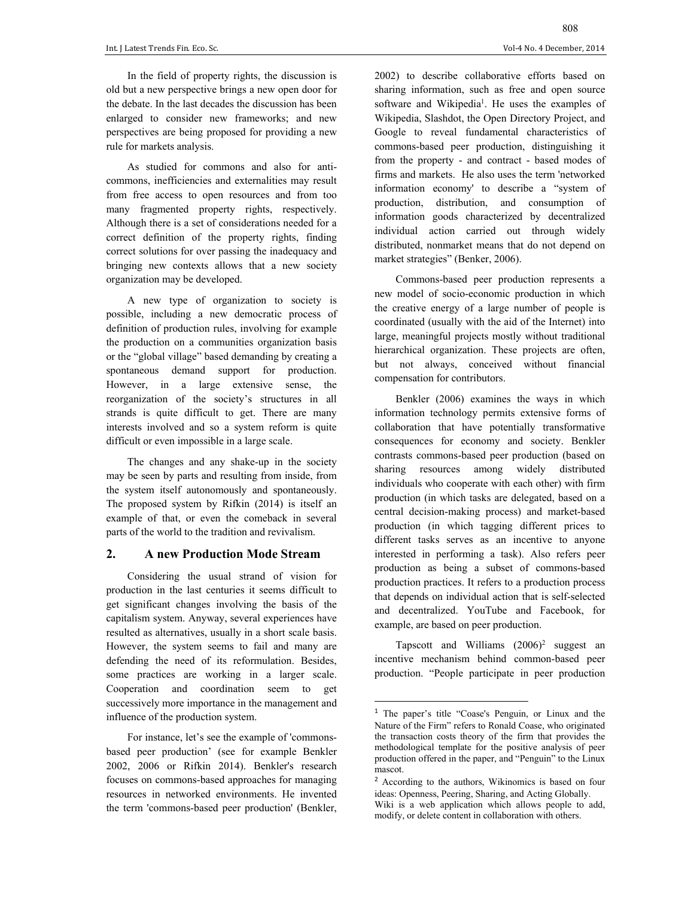In the field of property rights, the discussion is old but a new perspective brings a new open door for the debate. In the last decades the discussion has been enlarged to consider new frameworks; and new perspectives are being proposed for providing a new rule for markets analysis.

As studied for commons and also for anti-commons, inefficiencies and externalities may result from free access to open resources and from too many fragmented property rights, respectively. Although there is a set of considerations needed for a correct definition of the property rights, finding correct solutions for over passing the inadequacy and bringing new contexts allows that a new society organization may be developed.

A new type of organization to society is possible, including a new democratic process of definition of production rules, involving for example the production on a communities organization basis or the "global village" based demanding by creating a spontaneous demand support for production. However, in a large extensive sense, the reorganization of the society's structures in all strands is quite difficult to get. There are many interests involved and so a system reform is quite difficult or even impossible in a large scale.

The changes and any shake-up in the society may be seen by parts and resulting from inside, from the system itself autonomously and spontaneously. The proposed system by Rifkin (2014) is itself an example of that, or even the comeback in several parts of the world to the tradition and revivalism.

## 2. A new Production Mode Stream

Considering the usual strand of vision for production in the last centuries it seems difficult to get significant changes involving the basis of the capitalism system. Anyway, several experiences have resulted as alternatives, usually in a short scale basis. However, the system seems to fail and many are defending the need of its reformulation. Besides, some practices are working in a larger scale. Cooperation and coordination seem to get successively more importance in the management and influence of the production system.

For instance, let's see the example of 'commons-based peer production' (see for example Benkler 2002, 2006 or Rifkin 2014). Benkler's research focuses on commons-based approaches for managing resources in networked environments. He invented the term 'commons-based peer production' (Benkler, 2002) to describe collaborative efforts based on sharing information, such as free and open source software and Wikipedia[1]. He uses the examples of Wikipedia, Slashdot, the Open Directory Project, and Google to reveal fundamental characteristics of commons-based peer production, distinguishing it from the property - and contract - based modes of firms and markets. He also uses the term 'networked information economy' to describe a "system of production, distribution, and consumption of information goods characterized by decentralized individual action carried out through widely distributed, nonmarket means that do not depend on market strategies" (Benker, 2006).

Commons-based peer production represents a new model of socio-economic production in which the creative energy of a large number of people is coordinated (usually with the aid of the Internet) into large, meaningful projects mostly without traditional hierarchical organization. These projects are often, but not always, conceived without financial compensation for contributors.

Benkler (2006) examines the ways in which information technology permits extensive forms of collaboration that have potentially transformative consequences for economy and society. Benkler contrasts commons-based peer production (based on sharing resources among widely distributed individuals who cooperate with each other) with firm production (in which tasks are delegated, based on a central decision-making process) and market-based production (in which tagging different prices to different tasks serves as an incentive to anyone interested in performing a task). Also refers peer production as being a subset of commons-based production practices. It refers to a production process that depends on individual action that is self-selected and decentralized. YouTube and Facebook, for example, are based on peer production.

Tapscott and Williams (2006)[2] suggest an incentive mechanism behind common-based peer production. "People participate in peer production

---

[1] The paper's title "Coase's Penguin, or Linux and the Nature of the Firm" refers to Ronald Coase, who originated the transaction costs theory of the firm that provides the methodological template for the positive analysis of peer production offered in the paper, and "Penguin" to the Linux mascot.

[2] According to the authors, Wikinomics is based on four ideas: Openness, Peering, Sharing, and Acting Globally. Wiki is a web application which allows people to add, modify, or delete content in collaboration with others.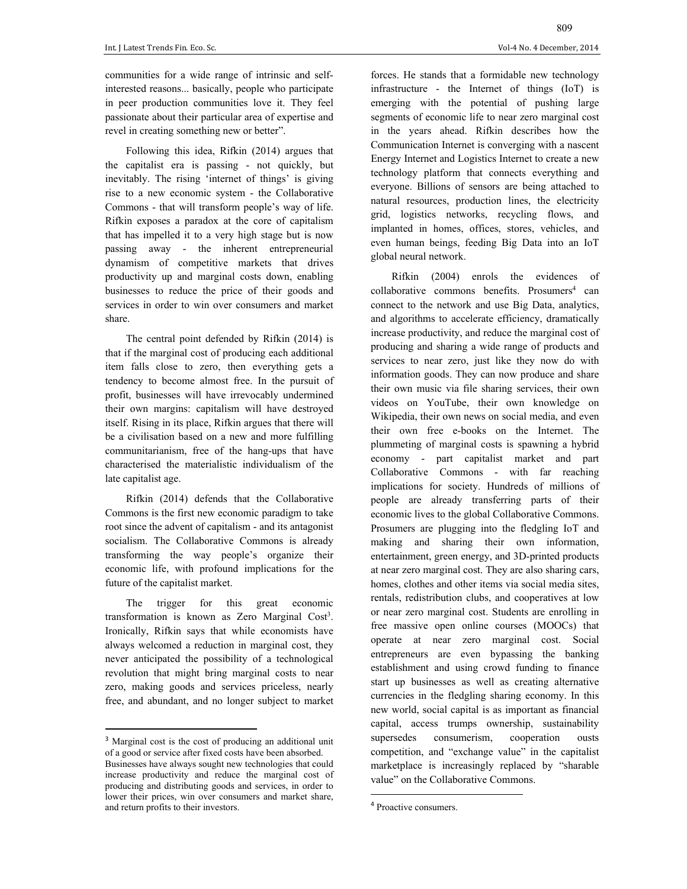communities for a wide range of intrinsic and self-interested reasons... basically, people who participate in peer production communities love it. They feel passionate about their particular area of expertise and revel in creating something new or better".

Following this idea, Rifkin (2014) argues that the capitalist era is passing - not quickly, but inevitably. The rising 'internet of things' is giving rise to a new economic system - the Collaborative Commons - that will transform people's way of life. Rifkin exposes a paradox at the core of capitalism that has impelled it to a very high stage but is now passing away - the inherent entrepreneurial dynamism of competitive markets that drives productivity up and marginal costs down, enabling businesses to reduce the price of their goods and services in order to win over consumers and market share.

The central point defended by Rifkin (2014) is that if the marginal cost of producing each additional item falls close to zero, then everything gets a tendency to become almost free. In the pursuit of profit, businesses will have irrevocably undermined their own margins: capitalism will have destroyed itself. Rising in its place, Rifkin argues that there will be a civilisation based on a new and more fulfilling communitarianism, free of the hang-ups that have characterised the materialistic individualism of the late capitalist age.

Rifkin (2014) defends that the Collaborative Commons is the first new economic paradigm to take root since the advent of capitalism - and its antagonist socialism. The Collaborative Commons is already transforming the way people's organize their economic life, with profound implications for the future of the capitalist market.

The trigger for this great economic transformation is known as Zero Marginal Cost[3]. Ironically, Rifkin says that while economists have always welcomed a reduction in marginal cost, they never anticipated the possibility of a technological revolution that might bring marginal costs to near zero, making goods and services priceless, nearly free, and abundant, and no longer subject to market forces. He stands that a formidable new technology infrastructure - the Internet of things (IoT) is emerging with the potential of pushing large segments of economic life to near zero marginal cost in the years ahead. Rifkin describes how the Communication Internet is converging with a nascent Energy Internet and Logistics Internet to create a new technology platform that connects everything and everyone. Billions of sensors are being attached to natural resources, production lines, the electricity grid, logistics networks, recycling flows, and implanted in homes, offices, stores, vehicles, and even human beings, feeding Big Data into an IoT global neural network.

Rifkin (2004) enrols the evidences of collaborative commons benefits. Prosumers[4] can connect to the network and use Big Data, analytics, and algorithms to accelerate efficiency, dramatically increase productivity, and reduce the marginal cost of producing and sharing a wide range of products and services to near zero, just like they now do with information goods. They can now produce and share their own music via file sharing services, their own videos on YouTube, their own knowledge on Wikipedia, their own news on social media, and even their own free e-books on the Internet. The plummeting of marginal costs is spawning a hybrid economy - part capitalist market and part Collaborative Commons - with far reaching implications for society. Hundreds of millions of people are already transferring parts of their economic lives to the global Collaborative Commons. Prosumers are plugging into the fledgling IoT and making and sharing their own information, entertainment, green energy, and 3D-printed products at near zero marginal cost. They are also sharing cars, homes, clothes and other items via social media sites, rentals, redistribution clubs, and cooperatives at low or near zero marginal cost. Students are enrolling in free massive open online courses (MOOCs) that operate at near zero marginal cost. Social entrepreneurs are even bypassing the banking establishment and using crowd funding to finance start up businesses as well as creating alternative currencies in the fledgling sharing economy. In this new world, social capital is as important as financial capital, access trumps ownership, sustainability supersedes consumerism, cooperation ousts competition, and "exchange value" in the capitalist marketplace is increasingly replaced by "sharable value" on the Collaborative Commons.

---

[3] Marginal cost is the cost of producing an additional unit of a good or service after fixed costs have been absorbed. Businesses have always sought new technologies that could increase productivity and reduce the marginal cost of producing and distributing goods and services, in order to lower their prices, win over consumers and market share, and return profits to their investors.

[4] Proactive consumers.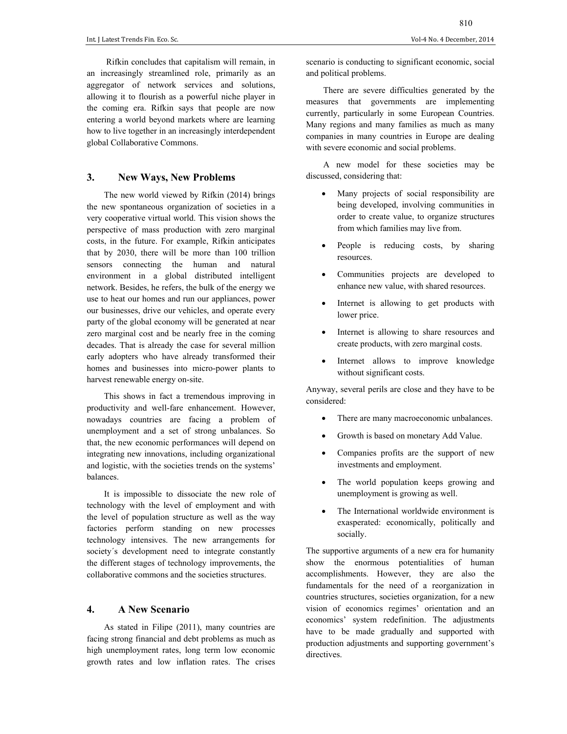Rifkin concludes that capitalism will remain, in an increasingly streamlined role, primarily as an aggregator of network services and solutions, allowing it to flourish as a powerful niche player in the coming era. Rifkin says that people are now entering a world beyond markets where are learning how to live together in an increasingly interdependent global Collaborative Commons.

## 3. New Ways, New Problems

The new world viewed by Rifkin (2014) brings the new spontaneous organization of societies in a very cooperative virtual world. This vision shows the perspective of mass production with zero marginal costs, in the future. For example, Rifkin anticipates that by 2030, there will be more than 100 trillion sensors connecting the human and natural environment in a global distributed intelligent network. Besides, he refers, the bulk of the energy we use to heat our homes and run our appliances, power our businesses, drive our vehicles, and operate every party of the global economy will be generated at near zero marginal cost and be nearly free in the coming decades. That is already the case for several million early adopters who have already transformed their homes and businesses into micro-power plants to harvest renewable energy on-site.

This shows in fact a tremendous improving in productivity and well-fare enhancement. However, nowadays countries are facing a problem of unemployment and a set of strong unbalances. So that, the new economic performances will depend on integrating new innovations, including organizational and logistic, with the societies trends on the systems' balances.

It is impossible to dissociate the new role of technology with the level of employment and with the level of population structure as well as the way factories perform standing on new processes technology intensives. The new arrangements for society´s development need to integrate constantly the different stages of technology improvements, the collaborative commons and the societies structures.

## 4. A New Scenario

As stated in Filipe (2011), many countries are facing strong financial and debt problems as much as high unemployment rates, long term low economic growth rates and low inflation rates. The crises scenario is conducting to significant economic, social and political problems.

There are severe difficulties generated by the measures that governments are implementing currently, particularly in some European Countries. Many regions and many families as much as many companies in many countries in Europe are dealing with severe economic and social problems.

A new model for these societies may be discussed, considering that:

- Many projects of social responsibility are being developed, involving communities in order to create value, to organize structures from which families may live from.
- People is reducing costs, by sharing resources.
- Communities projects are developed to enhance new value, with shared resources.
- Internet is allowing to get products with lower price.
- Internet is allowing to share resources and create products, with zero marginal costs.
- Internet allows to improve knowledge without significant costs.

Anyway, several perils are close and they have to be considered:

- There are many macroeconomic unbalances.
- Growth is based on monetary Add Value.
- Companies profits are the support of new investments and employment.
- The world population keeps growing and unemployment is growing as well.
- The International worldwide environment is exasperated: economically, politically and socially.

The supportive arguments of a new era for humanity show the enormous potentialities of human accomplishments. However, they are also the fundamentals for the need of a reorganization in countries structures, societies organization, for a new vision of economics regimes' orientation and an economics' system redefinition. The adjustments have to be made gradually and supported with production adjustments and supporting government's directives.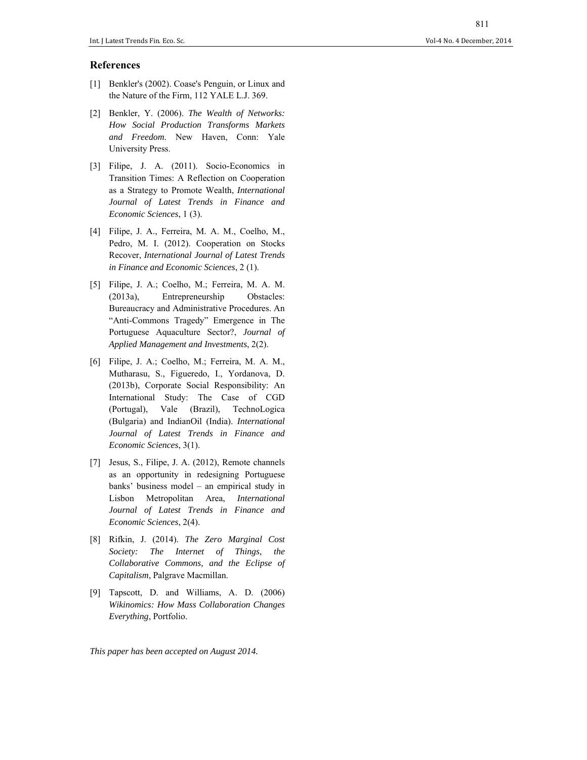## References

[1] Benkler's (2002). Coase's Penguin, or Linux and the Nature of the Firm, 112 YALE L.J. 369.

[2] Benkler, Y. (2006). *The Wealth of Networks: How Social Production Transforms Markets and Freedom*. New Haven, Conn: Yale University Press.

[3] Filipe, J. A. (2011). Socio-Economics in Transition Times: A Reflection on Cooperation as a Strategy to Promote Wealth, *International Journal of Latest Trends in Finance and Economic Sciences*, 1 (3).

[4] Filipe, J. A., Ferreira, M. A. M., Coelho, M., Pedro, M. I. (2012). Cooperation on Stocks Recover, *International Journal of Latest Trends in Finance and Economic Sciences*, 2 (1).

[5] Filipe, J. A.; Coelho, M.; Ferreira, M. A. M. (2013a), Entrepreneurship Obstacles: Bureaucracy and Administrative Procedures. An "Anti-Commons Tragedy" Emergence in The Portuguese Aquaculture Sector?, *Journal of Applied Management and Investments*, 2(2).

[6] Filipe, J. A.; Coelho, M.; Ferreira, M. A. M., Mutharasu, S., Figueredo, I., Yordanova, D. (2013b), Corporate Social Responsibility: An International Study: The Case of CGD (Portugal), Vale (Brazil), TechnoLogica (Bulgaria) and IndianOil (India). *International Journal of Latest Trends in Finance and Economic Sciences*, 3(1).

[7] Jesus, S., Filipe, J. A. (2012), Remote channels as an opportunity in redesigning Portuguese banks' business model – an empirical study in Lisbon Metropolitan Area, *International Journal of Latest Trends in Finance and Economic Sciences*, 2(4).

[8] Rifkin, J. (2014). *The Zero Marginal Cost Society: The Internet of Things, the Collaborative Commons, and the Eclipse of Capitalism*, Palgrave Macmillan.

[9] Tapscott, D. and Williams, A. D. (2006) *Wikinomics: How Mass Collaboration Changes Everything*, Portfolio.

*This paper has been accepted on August 2014.*